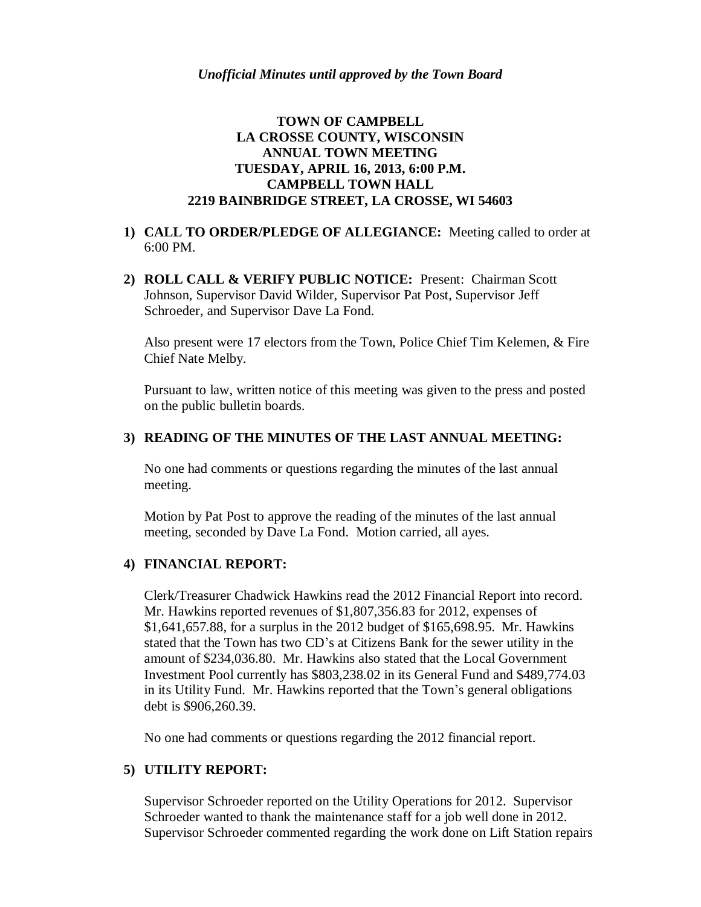*Unofficial Minutes until approved by the Town Board*

**TOWN OF CAMPBELL**
**LA CROSSE COUNTY, WISCONSIN**
**ANNUAL TOWN MEETING**
**TUESDAY, APRIL 16, 2013, 6:00 P.M.**
**CAMPBELL TOWN HALL**
**2219 BAINBRIDGE STREET, LA CROSSE, WI 54603**

1) **CALL TO ORDER/PLEDGE OF ALLEGIANCE:** Meeting called to order at 6:00 PM.

2) **ROLL CALL & VERIFY PUBLIC NOTICE:** Present: Chairman Scott Johnson, Supervisor David Wilder, Supervisor Pat Post, Supervisor Jeff Schroeder, and Supervisor Dave La Fond.

   Also present were 17 electors from the Town, Police Chief Tim Kelemen, & Fire Chief Nate Melby.

   Pursuant to law, written notice of this meeting was given to the press and posted on the public bulletin boards.

3) **READING OF THE MINUTES OF THE LAST ANNUAL MEETING:**

   No one had comments or questions regarding the minutes of the last annual meeting.

   Motion by Pat Post to approve the reading of the minutes of the last annual meeting, seconded by Dave La Fond. Motion carried, all ayes.

4) **FINANCIAL REPORT:**

   Clerk/Treasurer Chadwick Hawkins read the 2012 Financial Report into record. Mr. Hawkins reported revenues of $1,807,356.83 for 2012, expenses of $1,641,657.88, for a surplus in the 2012 budget of $165,698.95. Mr. Hawkins stated that the Town has two CD's at Citizens Bank for the sewer utility in the amount of $234,036.80. Mr. Hawkins also stated that the Local Government Investment Pool currently has $803,238.02 in its General Fund and $489,774.03 in its Utility Fund. Mr. Hawkins reported that the Town's general obligations debt is $906,260.39.

   No one had comments or questions regarding the 2012 financial report.

5) **UTILITY REPORT:**

   Supervisor Schroeder reported on the Utility Operations for 2012. Supervisor Schroeder wanted to thank the maintenance staff for a job well done in 2012. Supervisor Schroeder commented regarding the work done on Lift Station repairs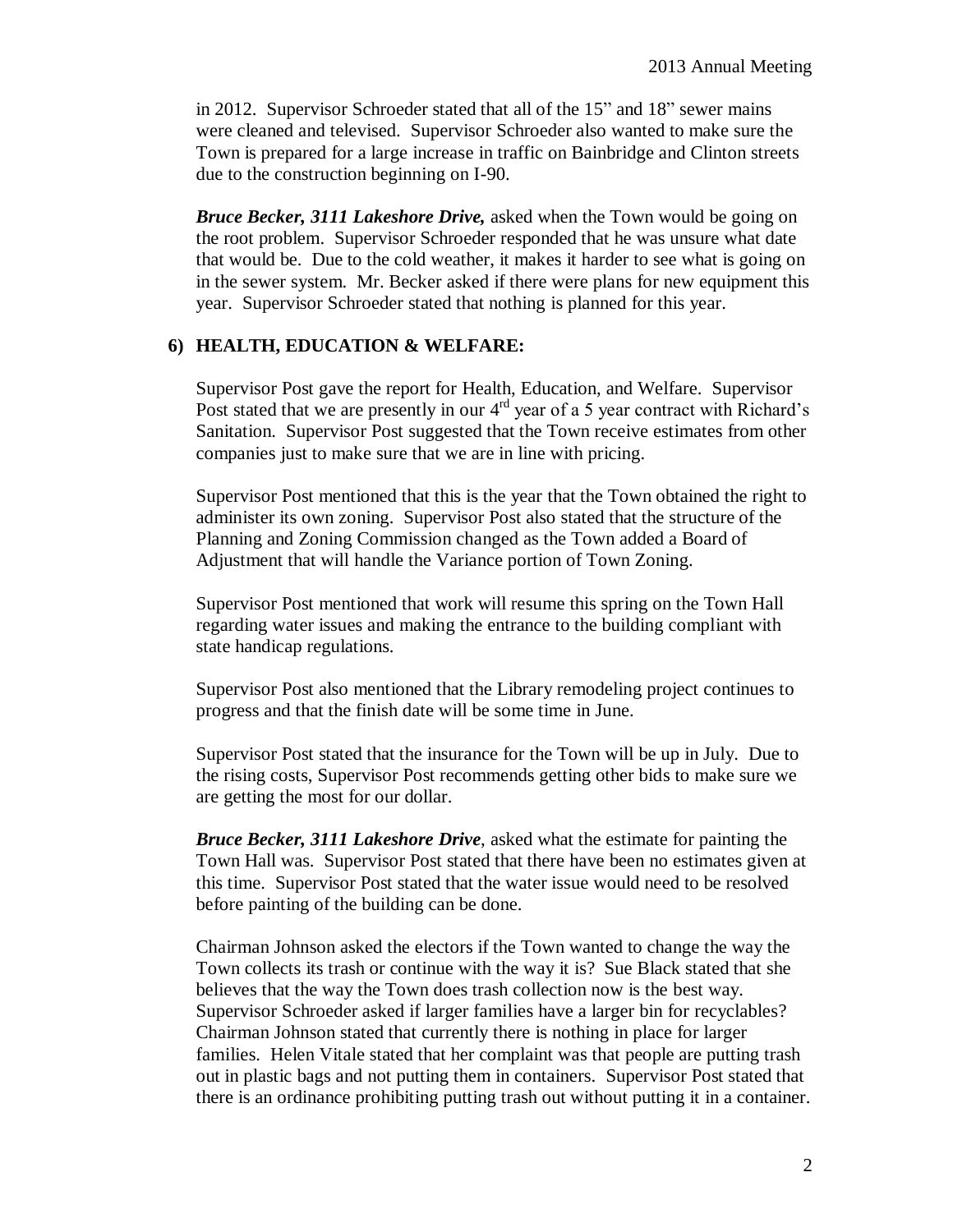in 2012. Supervisor Schroeder stated that all of the 15" and 18" sewer mains were cleaned and televised. Supervisor Schroeder also wanted to make sure the Town is prepared for a large increase in traffic on Bainbridge and Clinton streets due to the construction beginning on I-90.

***Bruce Becker, 3111 Lakeshore Drive,*** asked when the Town would be going on the root problem. Supervisor Schroeder responded that he was unsure what date that would be. Due to the cold weather, it makes it harder to see what is going on in the sewer system. Mr. Becker asked if there were plans for new equipment this year. Supervisor Schroeder stated that nothing is planned for this year.

### 6) HEALTH, EDUCATION & WELFARE:

Supervisor Post gave the report for Health, Education, and Welfare. Supervisor Post stated that we are presently in our 4th year of a 5 year contract with Richard's Sanitation. Supervisor Post suggested that the Town receive estimates from other companies just to make sure that we are in line with pricing.

Supervisor Post mentioned that this is the year that the Town obtained the right to administer its own zoning. Supervisor Post also stated that the structure of the Planning and Zoning Commission changed as the Town added a Board of Adjustment that will handle the Variance portion of Town Zoning.

Supervisor Post mentioned that work will resume this spring on the Town Hall regarding water issues and making the entrance to the building compliant with state handicap regulations.

Supervisor Post also mentioned that the Library remodeling project continues to progress and that the finish date will be some time in June.

Supervisor Post stated that the insurance for the Town will be up in July. Due to the rising costs, Supervisor Post recommends getting other bids to make sure we are getting the most for our dollar.

***Bruce Becker, 3111 Lakeshore Drive***, asked what the estimate for painting the Town Hall was. Supervisor Post stated that there have been no estimates given at this time. Supervisor Post stated that the water issue would need to be resolved before painting of the building can be done.

Chairman Johnson asked the electors if the Town wanted to change the way the Town collects its trash or continue with the way it is? Sue Black stated that she believes that the way the Town does trash collection now is the best way. Supervisor Schroeder asked if larger families have a larger bin for recyclables? Chairman Johnson stated that currently there is nothing in place for larger families. Helen Vitale stated that her complaint was that people are putting trash out in plastic bags and not putting them in containers. Supervisor Post stated that there is an ordinance prohibiting putting trash out without putting it in a container.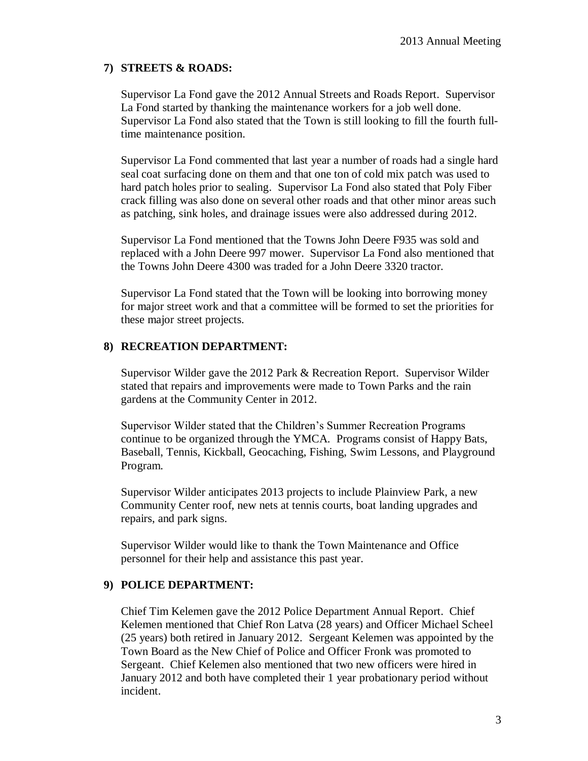## 7) STREETS & ROADS:

Supervisor La Fond gave the 2012 Annual Streets and Roads Report. Supervisor La Fond started by thanking the maintenance workers for a job well done. Supervisor La Fond also stated that the Town is still looking to fill the fourth full-time maintenance position.

Supervisor La Fond commented that last year a number of roads had a single hard seal coat surfacing done on them and that one ton of cold mix patch was used to hard patch holes prior to sealing. Supervisor La Fond also stated that Poly Fiber crack filling was also done on several other roads and that other minor areas such as patching, sink holes, and drainage issues were also addressed during 2012.

Supervisor La Fond mentioned that the Towns John Deere F935 was sold and replaced with a John Deere 997 mower. Supervisor La Fond also mentioned that the Towns John Deere 4300 was traded for a John Deere 3320 tractor.

Supervisor La Fond stated that the Town will be looking into borrowing money for major street work and that a committee will be formed to set the priorities for these major street projects.

## 8) RECREATION DEPARTMENT:

Supervisor Wilder gave the 2012 Park & Recreation Report. Supervisor Wilder stated that repairs and improvements were made to Town Parks and the rain gardens at the Community Center in 2012.

Supervisor Wilder stated that the Children's Summer Recreation Programs continue to be organized through the YMCA. Programs consist of Happy Bats, Baseball, Tennis, Kickball, Geocaching, Fishing, Swim Lessons, and Playground Program.

Supervisor Wilder anticipates 2013 projects to include Plainview Park, a new Community Center roof, new nets at tennis courts, boat landing upgrades and repairs, and park signs.

Supervisor Wilder would like to thank the Town Maintenance and Office personnel for their help and assistance this past year.

## 9) POLICE DEPARTMENT:

Chief Tim Kelemen gave the 2012 Police Department Annual Report. Chief Kelemen mentioned that Chief Ron Latva (28 years) and Officer Michael Scheel (25 years) both retired in January 2012. Sergeant Kelemen was appointed by the Town Board as the New Chief of Police and Officer Fronk was promoted to Sergeant. Chief Kelemen also mentioned that two new officers were hired in January 2012 and both have completed their 1 year probationary period without incident.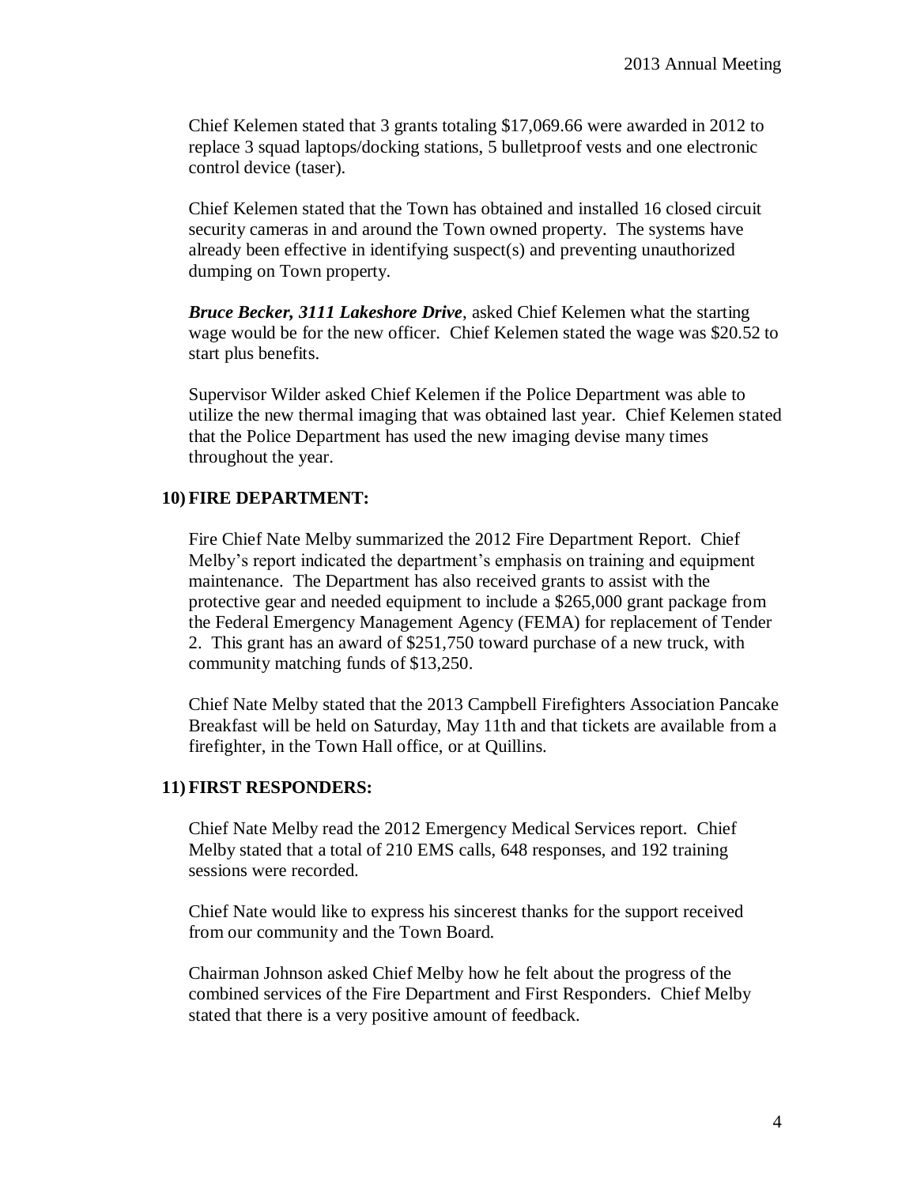Chief Kelemen stated that 3 grants totaling $17,069.66 were awarded in 2012 to replace 3 squad laptops/docking stations, 5 bulletproof vests and one electronic control device (taser).

Chief Kelemen stated that the Town has obtained and installed 16 closed circuit security cameras in and around the Town owned property. The systems have already been effective in identifying suspect(s) and preventing unauthorized dumping on Town property.

***Bruce Becker, 3111 Lakeshore Drive***, asked Chief Kelemen what the starting wage would be for the new officer. Chief Kelemen stated the wage was $20.52 to start plus benefits.

Supervisor Wilder asked Chief Kelemen if the Police Department was able to utilize the new thermal imaging that was obtained last year. Chief Kelemen stated that the Police Department has used the new imaging devise many times throughout the year.

**10) FIRE DEPARTMENT:**

Fire Chief Nate Melby summarized the 2012 Fire Department Report. Chief Melby's report indicated the department's emphasis on training and equipment maintenance. The Department has also received grants to assist with the protective gear and needed equipment to include a $265,000 grant package from the Federal Emergency Management Agency (FEMA) for replacement of Tender 2. This grant has an award of $251,750 toward purchase of a new truck, with community matching funds of $13,250.

Chief Nate Melby stated that the 2013 Campbell Firefighters Association Pancake Breakfast will be held on Saturday, May 11th and that tickets are available from a firefighter, in the Town Hall office, or at Quillins.

**11) FIRST RESPONDERS:**

Chief Nate Melby read the 2012 Emergency Medical Services report. Chief Melby stated that a total of 210 EMS calls, 648 responses, and 192 training sessions were recorded.

Chief Nate would like to express his sincerest thanks for the support received from our community and the Town Board.

Chairman Johnson asked Chief Melby how he felt about the progress of the combined services of the Fire Department and First Responders. Chief Melby stated that there is a very positive amount of feedback.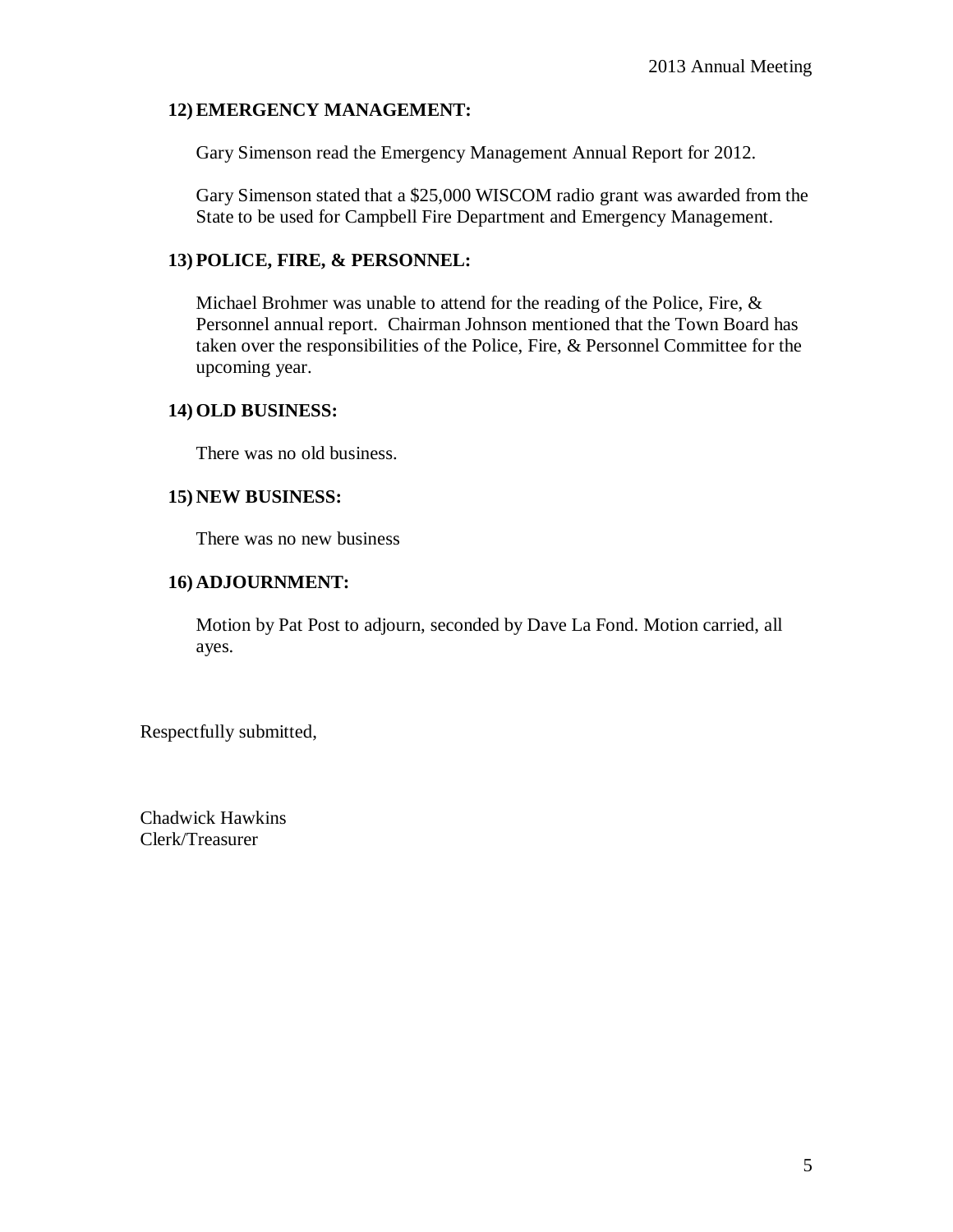**12) EMERGENCY MANAGEMENT:**

Gary Simenson read the Emergency Management Annual Report for 2012.

Gary Simenson stated that a $25,000 WISCOM radio grant was awarded from the State to be used for Campbell Fire Department and Emergency Management.

**13) POLICE, FIRE, & PERSONNEL:**

Michael Brohmer was unable to attend for the reading of the Police, Fire, & Personnel annual report. Chairman Johnson mentioned that the Town Board has taken over the responsibilities of the Police, Fire, & Personnel Committee for the upcoming year.

**14) OLD BUSINESS:**

There was no old business.

**15) NEW BUSINESS:**

There was no new business

**16) ADJOURNMENT:**

Motion by Pat Post to adjourn, seconded by Dave La Fond. Motion carried, all ayes.

Respectfully submitted,

Chadwick Hawkins
Clerk/Treasurer